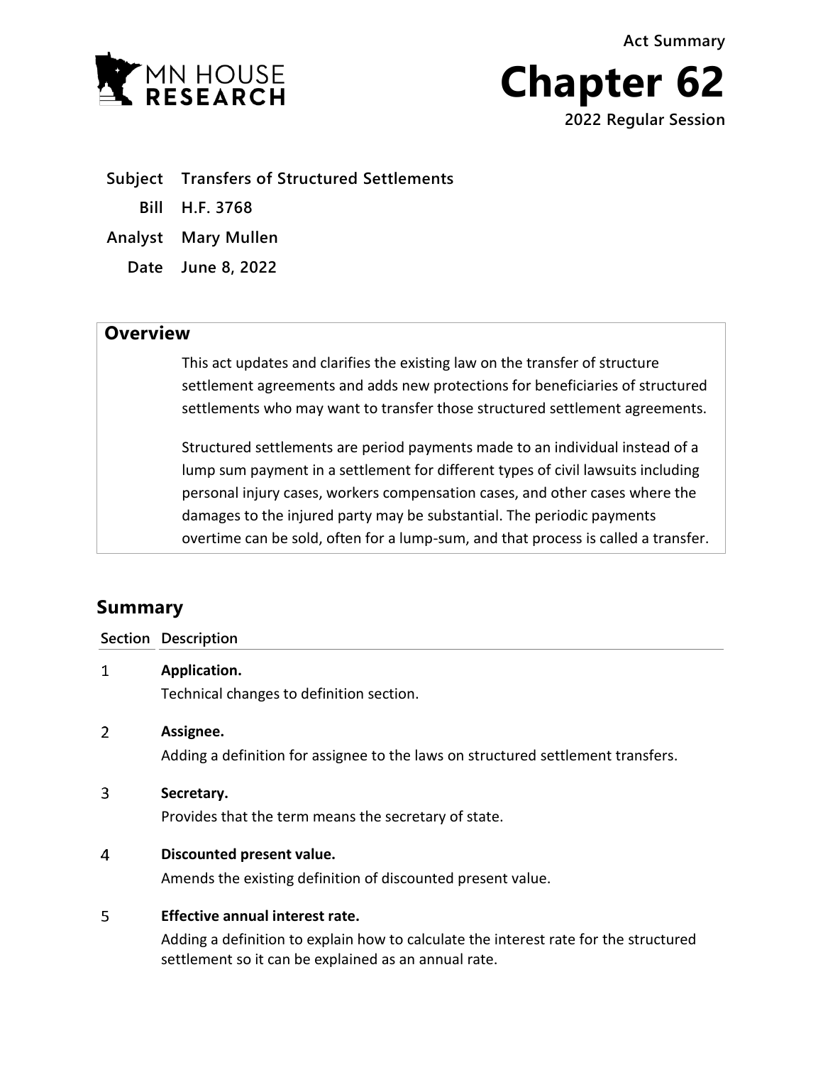Act Summary

# Chapter 62

2022 Regular Session

MN HOUSE RESEARCH

| | |
|---|---|
| **Subject** | **Transfers of Structured Settlements** |
| **Bill** | **H.F. 3768** |
| **Analyst** | **Mary Mullen** |
| **Date** | **June 8, 2022** |

## Overview

This act updates and clarifies the existing law on the transfer of structure settlement agreements and adds new protections for beneficiaries of structured settlements who may want to transfer those structured settlement agreements.

Structured settlements are period payments made to an individual instead of a lump sum payment in a settlement for different types of civil lawsuits including personal injury cases, workers compensation cases, and other cases where the damages to the injured party may be substantial. The periodic payments overtime can be sold, often for a lump-sum, and that process is called a transfer.

## Summary

| Section | Description |
|---|---|
| 1 | **Application.**<br>Technical changes to definition section. |
| 2 | **Assignee.**<br>Adding a definition for assignee to the laws on structured settlement transfers. |
| 3 | **Secretary.**<br>Provides that the term means the secretary of state. |
| 4 | **Discounted present value.**<br>Amends the existing definition of discounted present value. |
| 5 | **Effective annual interest rate.**<br>Adding a definition to explain how to calculate the interest rate for the structured settlement so it can be explained as an annual rate. |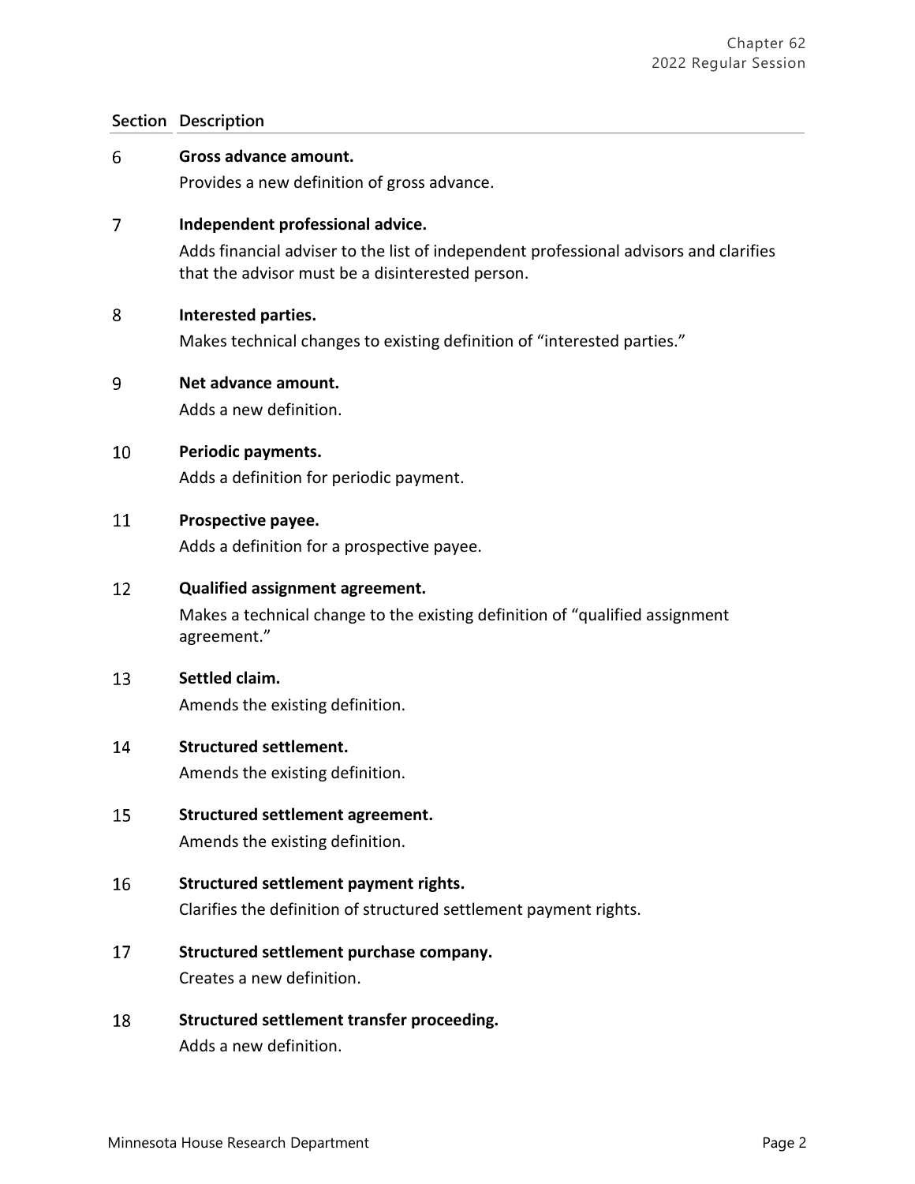| Section | Description |
|---|---|
| 6 | **Gross advance amount.**<br>Provides a new definition of gross advance. |
| 7 | **Independent professional advice.**<br>Adds financial adviser to the list of independent professional advisors and clarifies that the advisor must be a disinterested person. |
| 8 | **Interested parties.**<br>Makes technical changes to existing definition of "interested parties." |
| 9 | **Net advance amount.**<br>Adds a new definition. |
| 10 | **Periodic payments.**<br>Adds a definition for periodic payment. |
| 11 | **Prospective payee.**<br>Adds a definition for a prospective payee. |
| 12 | **Qualified assignment agreement.**<br>Makes a technical change to the existing definition of "qualified assignment agreement." |
| 13 | **Settled claim.**<br>Amends the existing definition. |
| 14 | **Structured settlement.**<br>Amends the existing definition. |
| 15 | **Structured settlement agreement.**<br>Amends the existing definition. |
| 16 | **Structured settlement payment rights.**<br>Clarifies the definition of structured settlement payment rights. |
| 17 | **Structured settlement purchase company.**<br>Creates a new definition. |
| 18 | **Structured settlement transfer proceeding.**<br>Adds a new definition. |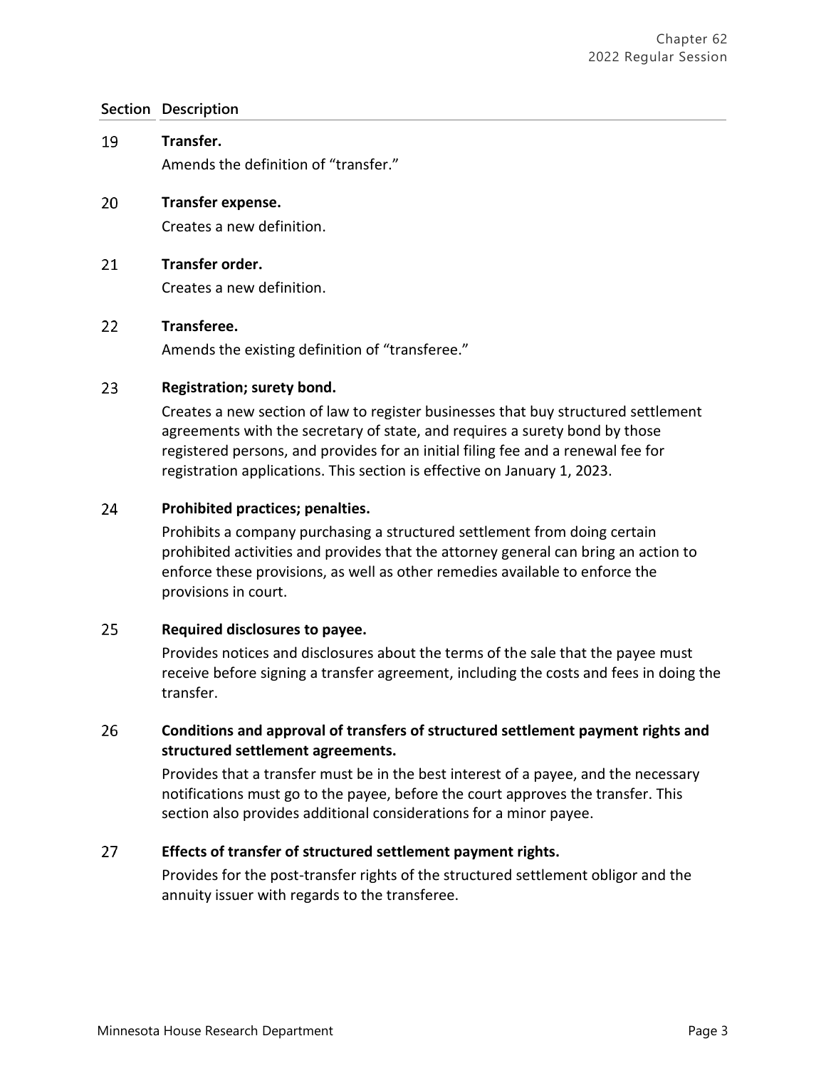| Section | Description |
|---|---|
| 19 | **Transfer.**<br>Amends the definition of "transfer." |
| 20 | **Transfer expense.**<br>Creates a new definition. |
| 21 | **Transfer order.**<br>Creates a new definition. |
| 22 | **Transferee.**<br>Amends the existing definition of "transferee." |
| 23 | **Registration; surety bond.**<br>Creates a new section of law to register businesses that buy structured settlement agreements with the secretary of state, and requires a surety bond by those registered persons, and provides for an initial filing fee and a renewal fee for registration applications. This section is effective on January 1, 2023. |
| 24 | **Prohibited practices; penalties.**<br>Prohibits a company purchasing a structured settlement from doing certain prohibited activities and provides that the attorney general can bring an action to enforce these provisions, as well as other remedies available to enforce the provisions in court. |
| 25 | **Required disclosures to payee.**<br>Provides notices and disclosures about the terms of the sale that the payee must receive before signing a transfer agreement, including the costs and fees in doing the transfer. |
| 26 | **Conditions and approval of transfers of structured settlement payment rights and structured settlement agreements.**<br>Provides that a transfer must be in the best interest of a payee, and the necessary notifications must go to the payee, before the court approves the transfer. This section also provides additional considerations for a minor payee. |
| 27 | **Effects of transfer of structured settlement payment rights.**<br>Provides for the post-transfer rights of the structured settlement obligor and the annuity issuer with regards to the transferee. |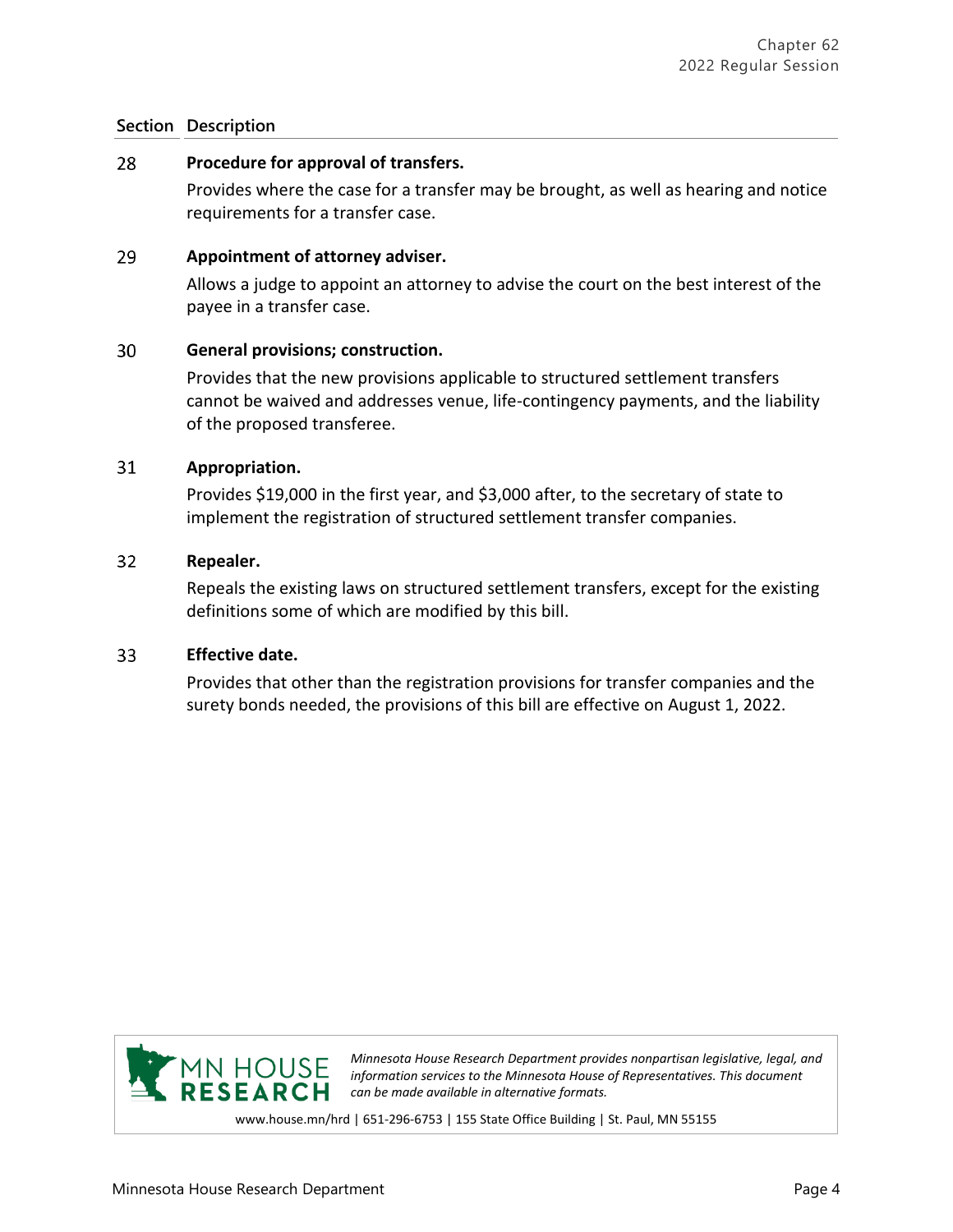| Section | Description |
|---|---|
| 28 | **Procedure for approval of transfers.**<br>Provides where the case for a transfer may be brought, as well as hearing and notice requirements for a transfer case. |
| 29 | **Appointment of attorney adviser.**<br>Allows a judge to appoint an attorney to advise the court on the best interest of the payee in a transfer case. |
| 30 | **General provisions; construction.**<br>Provides that the new provisions applicable to structured settlement transfers cannot be waived and addresses venue, life-contingency payments, and the liability of the proposed transferee. |
| 31 | **Appropriation.**<br>Provides $19,000 in the first year, and $3,000 after, to the secretary of state to implement the registration of structured settlement transfer companies. |
| 32 | **Repealer.**<br>Repeals the existing laws on structured settlement transfers, except for the existing definitions some of which are modified by this bill. |
| 33 | **Effective date.**<br>Provides that other than the registration provisions for transfer companies and the surety bonds needed, the provisions of this bill are effective on August 1, 2022. |

MN HOUSE RESEARCH

*Minnesota House Research Department provides nonpartisan legislative, legal, and information services to the Minnesota House of Representatives. This document can be made available in alternative formats.*

www.house.mn/hrd | 651-296-6753 | 155 State Office Building | St. Paul, MN 55155